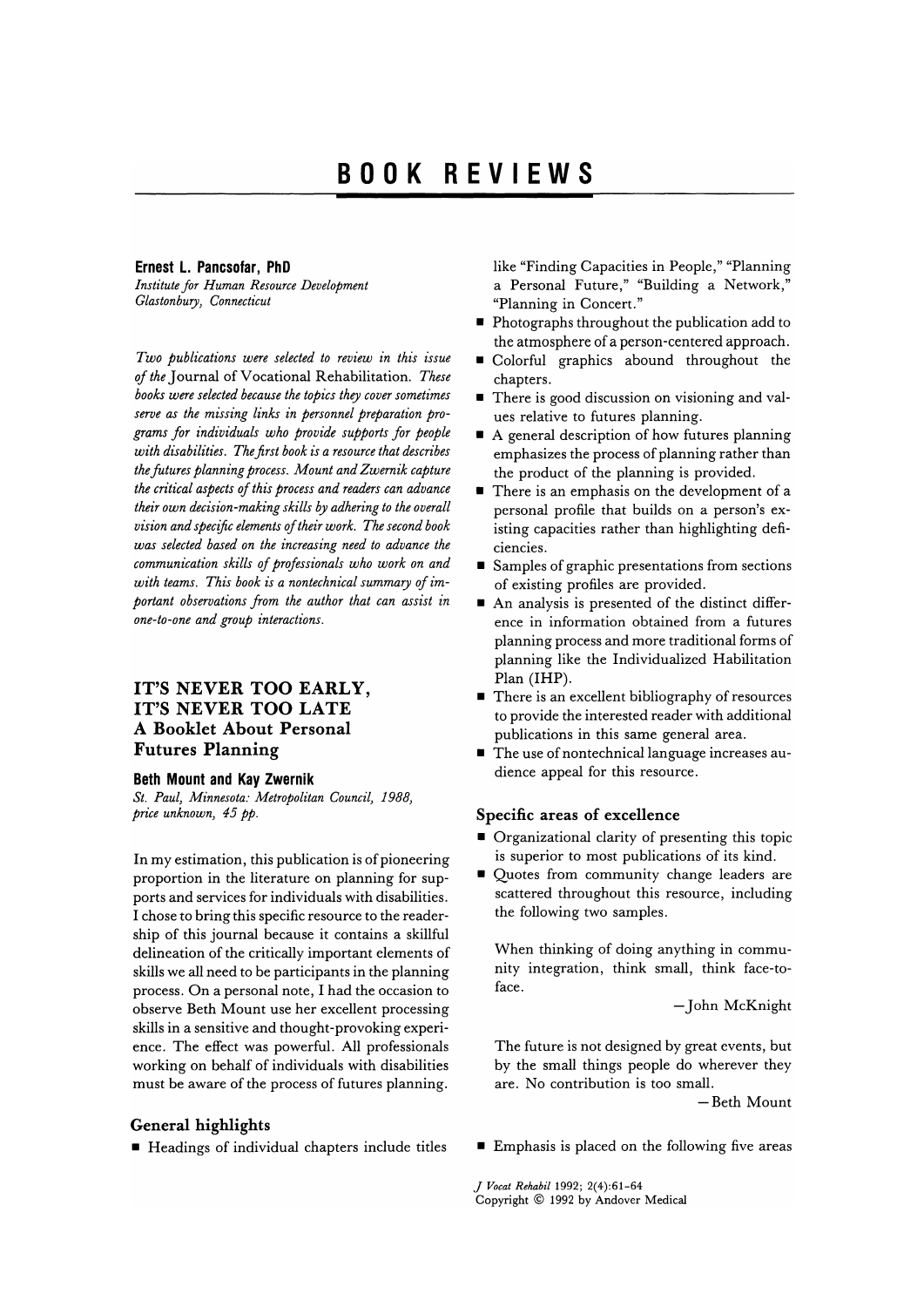# BOOK REVIEWS

**Ernest L. Pancsofar, PhD**
*Institute for Human Resource Development*
*Glastonbury, Connecticut*

*Two publications were selected to review in this issue of the* Journal of Vocational Rehabilitation. *These books were selected because the topics they cover sometimes serve as the missing links in personnel preparation programs for individuals who provide supports for people with disabilities. The first book is a resource that describes the futures planning process. Mount and Zwernik capture the critical aspects of this process and readers can advance their own decision-making skills by adhering to the overall vision and specific elements of their work. The second book was selected based on the increasing need to advance the communication skills of professionals who work on and with teams. This book is a nontechnical summary of important observations from the author that can assist in one-to-one and group interactions.*

## IT'S NEVER TOO EARLY, IT'S NEVER TOO LATE
## A Booklet About Personal Futures Planning

**Beth Mount and Kay Zwernik**
*St. Paul, Minnesota: Metropolitan Council, 1988, price unknown, 45 pp.*

In my estimation, this publication is of pioneering proportion in the literature on planning for supports and services for individuals with disabilities. I chose to bring this specific resource to the readership of this journal because it contains a skillful delineation of the critically important elements of skills we all need to be participants in the planning process. On a personal note, I had the occasion to observe Beth Mount use her excellent processing skills in a sensitive and thought-provoking experience. The effect was powerful. All professionals working on behalf of individuals with disabilities must be aware of the process of futures planning.

### General highlights

- Headings of individual chapters include titles like "Finding Capacities in People," "Planning a Personal Future," "Building a Network," "Planning in Concert."
- Photographs throughout the publication add to the atmosphere of a person-centered approach.
- Colorful graphics abound throughout the chapters.
- There is good discussion on visioning and values relative to futures planning.
- A general description of how futures planning emphasizes the process of planning rather than the product of the planning is provided.
- There is an emphasis on the development of a personal profile that builds on a person's existing capacities rather than highlighting deficiencies.
- Samples of graphic presentations from sections of existing profiles are provided.
- An analysis is presented of the distinct difference in information obtained from a futures planning process and more traditional forms of planning like the Individualized Habilitation Plan (IHP).
- There is an excellent bibliography of resources to provide the interested reader with additional publications in this same general area.
- The use of nontechnical language increases audience appeal for this resource.

### Specific areas of excellence

- Organizational clarity of presenting this topic is superior to most publications of its kind.
- Quotes from community change leaders are scattered throughout this resource, including the following two samples.

> When thinking of doing anything in community integration, think small, think face-to-face.
>
> —John McKnight

> The future is not designed by great events, but by the small things people do wherever they are. No contribution is too small.
>
> —Beth Mount

- Emphasis is placed on the following five areas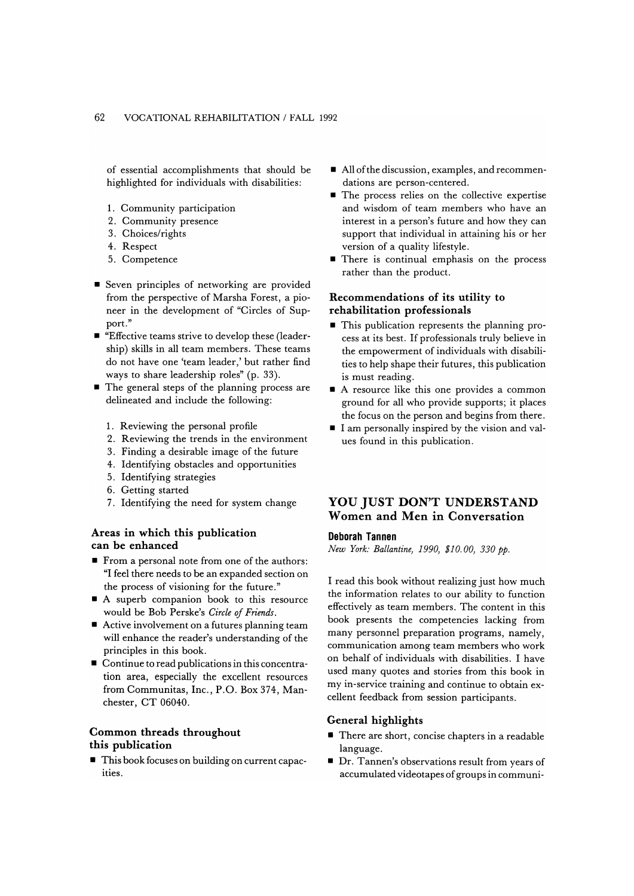of essential accomplishments that should be highlighted for individuals with disabilities:

1. Community participation
2. Community presence
3. Choices/rights
4. Respect
5. Competence

- Seven principles of networking are provided from the perspective of Marsha Forest, a pioneer in the development of "Circles of Support."
- "Effective teams strive to develop these (leadership) skills in all team members. These teams do not have one 'team leader,' but rather find ways to share leadership roles" (p. 33).
- The general steps of the planning process are delineated and include the following:

  1. Reviewing the personal profile
  2. Reviewing the trends in the environment
  3. Finding a desirable image of the future
  4. Identifying obstacles and opportunities
  5. Identifying strategies
  6. Getting started
  7. Identifying the need for system change

### Areas in which this publication can be enhanced

- From a personal note from one of the authors: "I feel there needs to be an expanded section on the process of visioning for the future."
- A superb companion book to this resource would be Bob Perske's *Circle of Friends*.
- Active involvement on a futures planning team will enhance the reader's understanding of the principles in this book.
- Continue to read publications in this concentration area, especially the excellent resources from Communitas, Inc., P.O. Box 374, Manchester, CT 06040.

### Common threads throughout this publication

- This book focuses on building on current capacities.
- All of the discussion, examples, and recommendations are person-centered.
- The process relies on the collective expertise and wisdom of team members who have an interest in a person's future and how they can support that individual in attaining his or her version of a quality lifestyle.
- There is continual emphasis on the process rather than the product.

### Recommendations of its utility to rehabilitation professionals

- This publication represents the planning process at its best. If professionals truly believe in the empowerment of individuals with disabilities to help shape their futures, this publication is must reading.
- A resource like this one provides a common ground for all who provide supports; it places the focus on the person and begins from there.
- I am personally inspired by the vision and values found in this publication.

## YOU JUST DON'T UNDERSTAND Women and Men in Conversation

**Deborah Tannen**

*New York: Ballantine, 1990, $10.00, 330 pp.*

I read this book without realizing just how much the information relates to our ability to function effectively as team members. The content in this book presents the competencies lacking from many personnel preparation programs, namely, communication among team members who work on behalf of individuals with disabilities. I have used many quotes and stories from this book in my in-service training and continue to obtain excellent feedback from session participants.

### General highlights

- There are short, concise chapters in a readable language.
- Dr. Tannen's observations result from years of accumulated videotapes of groups in communi-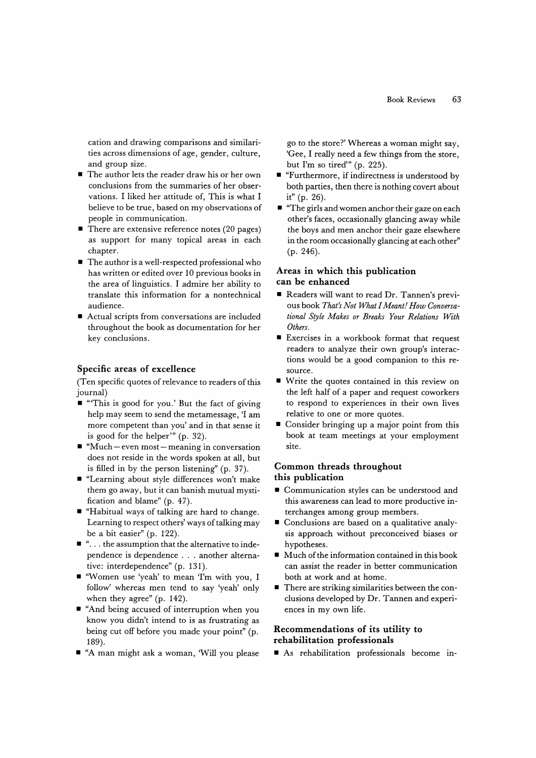cation and drawing comparisons and similarities across dimensions of age, gender, culture, and group size.

- The author lets the reader draw his or her own conclusions from the summaries of her observations. I liked her attitude of, This is what I believe to be true, based on my observations of people in communication.
- There are extensive reference notes (20 pages) as support for many topical areas in each chapter.
- The author is a well-respected professional who has written or edited over 10 previous books in the area of linguistics. I admire her ability to translate this information for a nontechnical audience.
- Actual scripts from conversations are included throughout the book as documentation for her key conclusions.

### Specific areas of excellence

(Ten specific quotes of relevance to readers of this journal)

- "'This is good for you.' But the fact of giving help may seem to send the metamessage, 'I am more competent than you' and in that sense it is good for the helper'" (p. 32).
- "Much—even most—meaning in conversation does not reside in the words spoken at all, but is filled in by the person listening" (p. 37).
- "Learning about style differences won't make them go away, but it can banish mutual mystification and blame" (p. 47).
- "Habitual ways of talking are hard to change. Learning to respect others' ways of talking may be a bit easier" (p. 122).
- ". . . the assumption that the alternative to independence is dependence . . . another alternative: interdependence" (p. 131).
- "Women use 'yeah' to mean 'I'm with you, I follow' whereas men tend to say 'yeah' only when they agree" (p. 142).
- "And being accused of interruption when you know you didn't intend to is as frustrating as being cut off before you made your point" (p. 189).
- "A man might ask a woman, 'Will you please go to the store?' Whereas a woman might say, 'Gee, I really need a few things from the store, but I'm so tired'" (p. 225).
- "Furthermore, if indirectness is understood by both parties, then there is nothing covert about it" (p. 26).
- "The girls and women anchor their gaze on each other's faces, occasionally glancing away while the boys and men anchor their gaze elsewhere in the room occasionally glancing at each other" (p. 246).

### Areas in which this publication can be enhanced

- Readers will want to read Dr. Tannen's previous book *That's Not What I Meant! How Conversational Style Makes or Breaks Your Relations With Others*.
- Exercises in a workbook format that request readers to analyze their own group's interactions would be a good companion to this resource.
- Write the quotes contained in this review on the left half of a paper and request coworkers to respond to experiences in their own lives relative to one or more quotes.
- Consider bringing up a major point from this book at team meetings at your employment site.

### Common threads throughout this publication

- Communication styles can be understood and this awareness can lead to more productive interchanges among group members.
- Conclusions are based on a qualitative analysis approach without preconceived biases or hypotheses.
- Much of the information contained in this book can assist the reader in better communication both at work and at home.
- There are striking similarities between the conclusions developed by Dr. Tannen and experiences in my own life.

### Recommendations of its utility to rehabilitation professionals

- As rehabilitation professionals become in-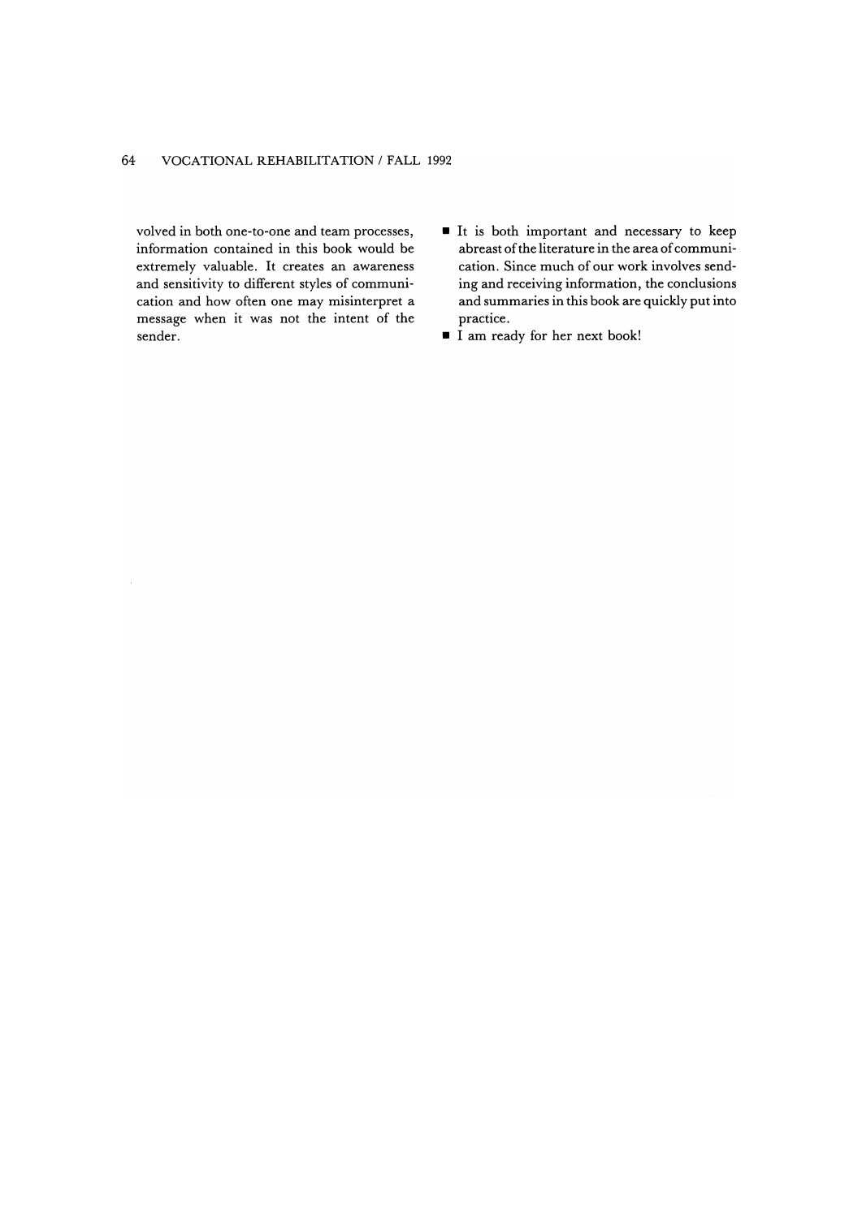volved in both one-to-one and team processes, information contained in this book would be extremely valuable. It creates an awareness and sensitivity to different styles of communication and how often one may misinterpret a message when it was not the intent of the sender.

- It is both important and necessary to keep abreast of the literature in the area of communication. Since much of our work involves sending and receiving information, the conclusions and summaries in this book are quickly put into practice.
- I am ready for her next book!